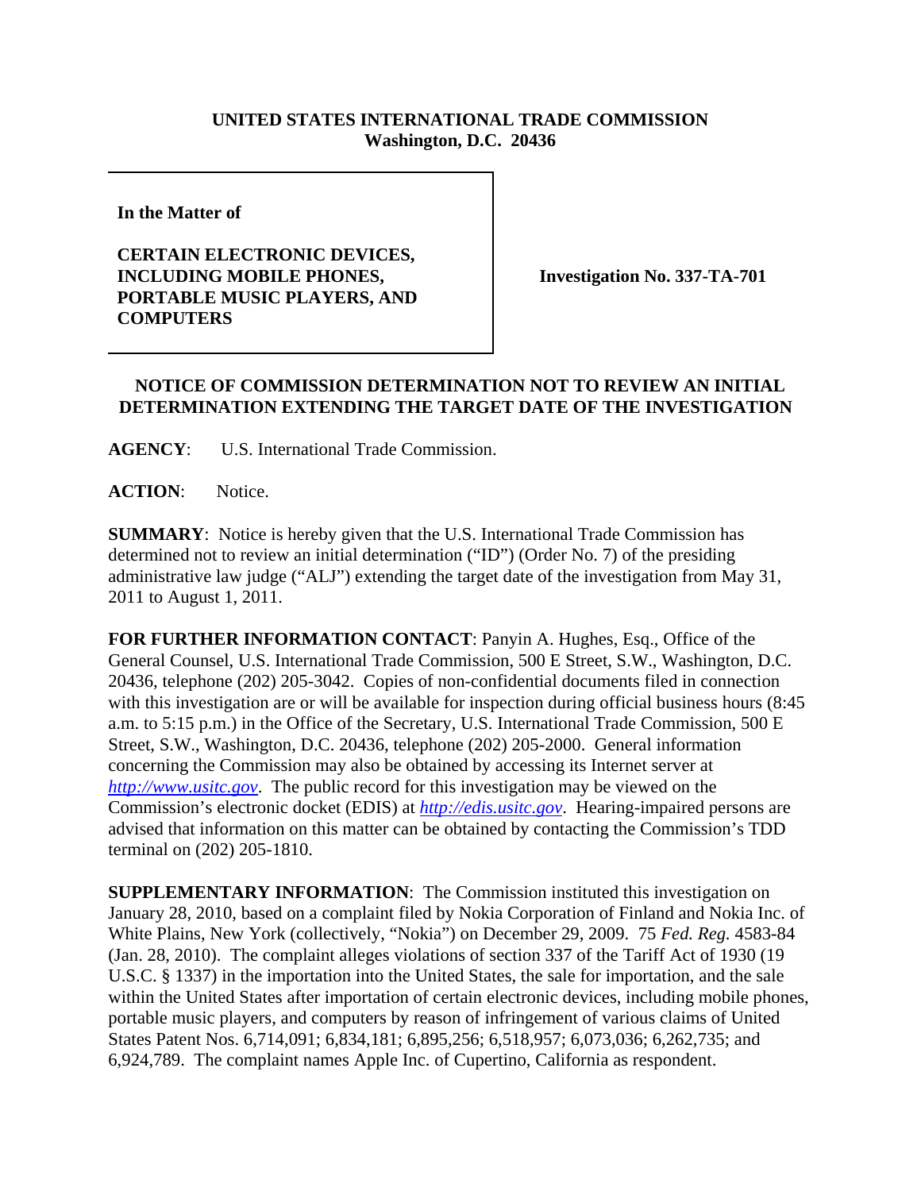**UNITED STATES INTERNATIONAL TRADE COMMISSION**
**Washington, D.C. 20436**

| | |
|---|---|
| **In the Matter of**<br><br>**CERTAIN ELECTRONIC DEVICES, INCLUDING MOBILE PHONES, PORTABLE MUSIC PLAYERS, AND COMPUTERS** | **Investigation No. 337-TA-701** |

**NOTICE OF COMMISSION DETERMINATION NOT TO REVIEW AN INITIAL DETERMINATION EXTENDING THE TARGET DATE OF THE INVESTIGATION**

**AGENCY**: U.S. International Trade Commission.

**ACTION**: Notice.

**SUMMARY**: Notice is hereby given that the U.S. International Trade Commission has determined not to review an initial determination ("ID") (Order No. 7) of the presiding administrative law judge ("ALJ") extending the target date of the investigation from May 31, 2011 to August 1, 2011.

**FOR FURTHER INFORMATION CONTACT**: Panyin A. Hughes, Esq., Office of the General Counsel, U.S. International Trade Commission, 500 E Street, S.W., Washington, D.C. 20436, telephone (202) 205-3042. Copies of non-confidential documents filed in connection with this investigation are or will be available for inspection during official business hours (8:45 a.m. to 5:15 p.m.) in the Office of the Secretary, U.S. International Trade Commission, 500 E Street, S.W., Washington, D.C. 20436, telephone (202) 205-2000. General information concerning the Commission may also be obtained by accessing its Internet server at *http://www.usitc.gov*. The public record for this investigation may be viewed on the Commission's electronic docket (EDIS) at *http://edis.usitc.gov*. Hearing-impaired persons are advised that information on this matter can be obtained by contacting the Commission's TDD terminal on (202) 205-1810.

**SUPPLEMENTARY INFORMATION**: The Commission instituted this investigation on January 28, 2010, based on a complaint filed by Nokia Corporation of Finland and Nokia Inc. of White Plains, New York (collectively, "Nokia") on December 29, 2009. 75 *Fed. Reg.* 4583-84 (Jan. 28, 2010). The complaint alleges violations of section 337 of the Tariff Act of 1930 (19 U.S.C. § 1337) in the importation into the United States, the sale for importation, and the sale within the United States after importation of certain electronic devices, including mobile phones, portable music players, and computers by reason of infringement of various claims of United States Patent Nos. 6,714,091; 6,834,181; 6,895,256; 6,518,957; 6,073,036; 6,262,735; and 6,924,789. The complaint names Apple Inc. of Cupertino, California as respondent.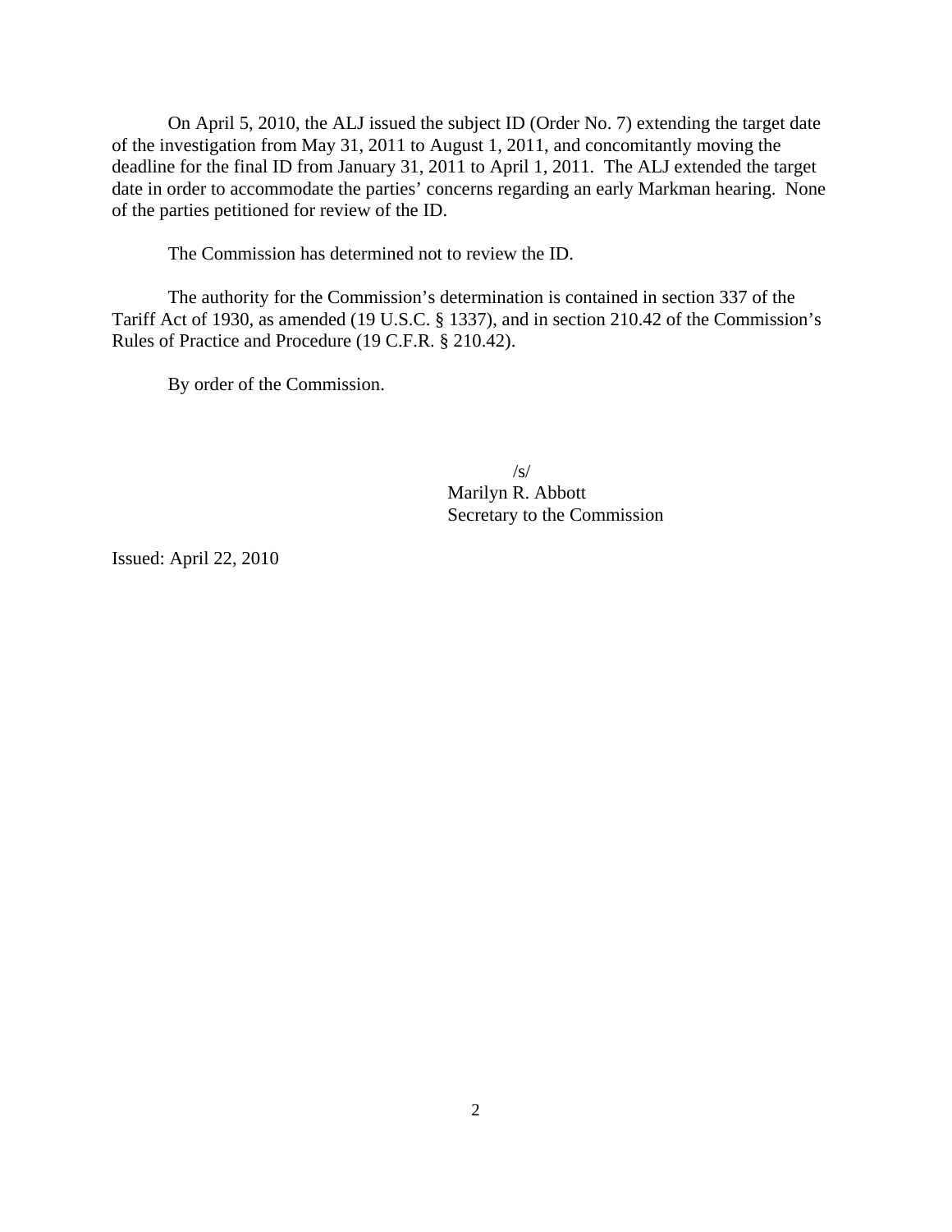On April 5, 2010, the ALJ issued the subject ID (Order No. 7) extending the target date of the investigation from May 31, 2011 to August 1, 2011, and concomitantly moving the deadline for the final ID from January 31, 2011 to April 1, 2011. The ALJ extended the target date in order to accommodate the parties' concerns regarding an early Markman hearing. None of the parties petitioned for review of the ID.

The Commission has determined not to review the ID.

The authority for the Commission's determination is contained in section 337 of the Tariff Act of 1930, as amended (19 U.S.C. § 1337), and in section 210.42 of the Commission's Rules of Practice and Procedure (19 C.F.R. § 210.42).

By order of the Commission.

/s/
Marilyn R. Abbott
Secretary to the Commission

Issued: April 22, 2010